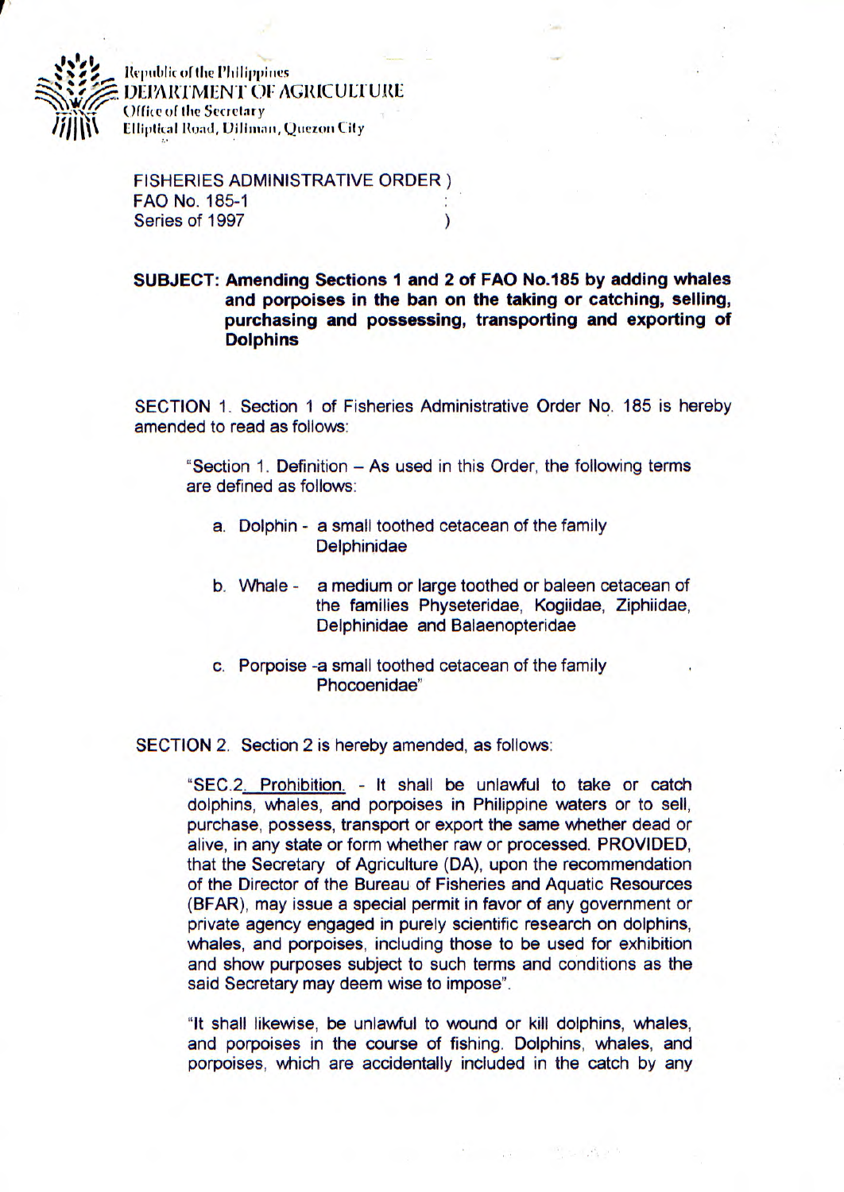Republic of the Philippines
DEPARTMENT OF AGRICULTURE
Office of the Secretary
Elliptical Road, Diliman, Quezon City

FISHERIES ADMINISTRATIVE ORDER )
FAO No. 185-1 :
Series of 1997 )

**SUBJECT: Amending Sections 1 and 2 of FAO No.185 by adding whales and porpoises in the ban on the taking or catching, selling, purchasing and possessing, transporting and exporting of Dolphins**

SECTION 1. Section 1 of Fisheries Administrative Order No. 185 is hereby amended to read as follows:

"Section 1. Definition – As used in this Order, the following terms are defined as follows:

a. Dolphin - a small toothed cetacean of the family Delphinidae

b. Whale - a medium or large toothed or baleen cetacean of the families Physeteridae, Kogiidae, Ziphiidae, Delphinidae and Balaenopteridae

c. Porpoise -a small toothed cetacean of the family Phocoenidae"

SECTION 2. Section 2 is hereby amended, as follows:

"SEC.2. Prohibition. - It shall be unlawful to take or catch dolphins, whales, and porpoises in Philippine waters or to sell, purchase, possess, transport or export the same whether dead or alive, in any state or form whether raw or processed. PROVIDED, that the Secretary of Agriculture (DA), upon the recommendation of the Director of the Bureau of Fisheries and Aquatic Resources (BFAR), may issue a special permit in favor of any government or private agency engaged in purely scientific research on dolphins, whales, and porpoises, including those to be used for exhibition and show purposes subject to such terms and conditions as the said Secretary may deem wise to impose".

"It shall likewise, be unlawful to wound or kill dolphins, whales, and porpoises in the course of fishing. Dolphins, whales, and porpoises, which are accidentally included in the catch by any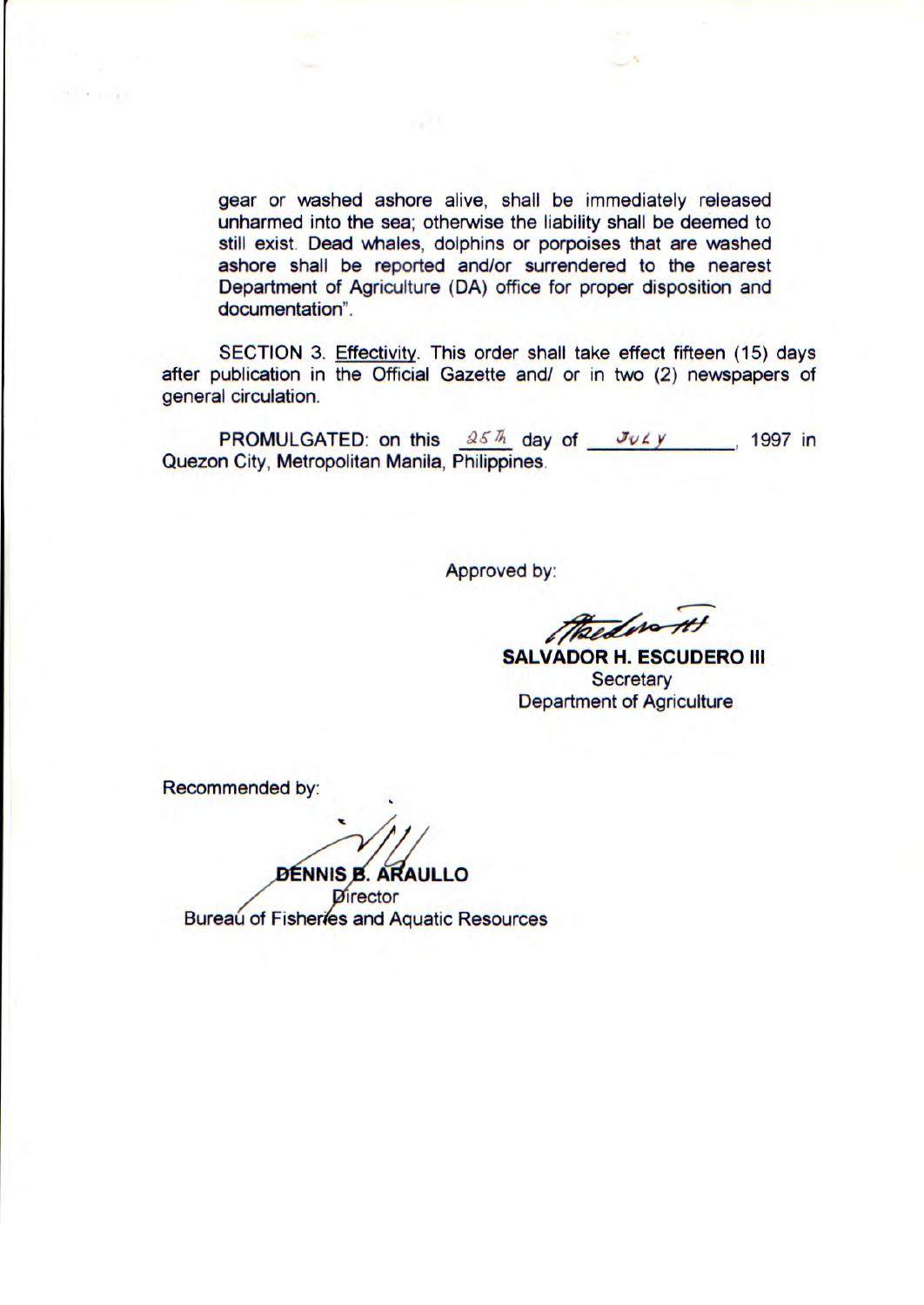gear or washed ashore alive, shall be immediately released unharmed into the sea; otherwise the liability shall be deemed to still exist. Dead whales, dolphins or porpoises that are washed ashore shall be reported and/or surrendered to the nearest Department of Agriculture (DA) office for proper disposition and documentation".

SECTION 3. Effectivity. This order shall take effect fifteen (15) days after publication in the Official Gazette and/ or in two (2) newspapers of general circulation.

PROMULGATED: on this 25th day of July, 1997 in Quezon City, Metropolitan Manila, Philippines.

Approved by:

**SALVADOR H. ESCUDERO III**
Secretary
Department of Agriculture

Recommended by:

**DENNIS B. ARAULLO**
Director
Bureau of Fisheries and Aquatic Resources